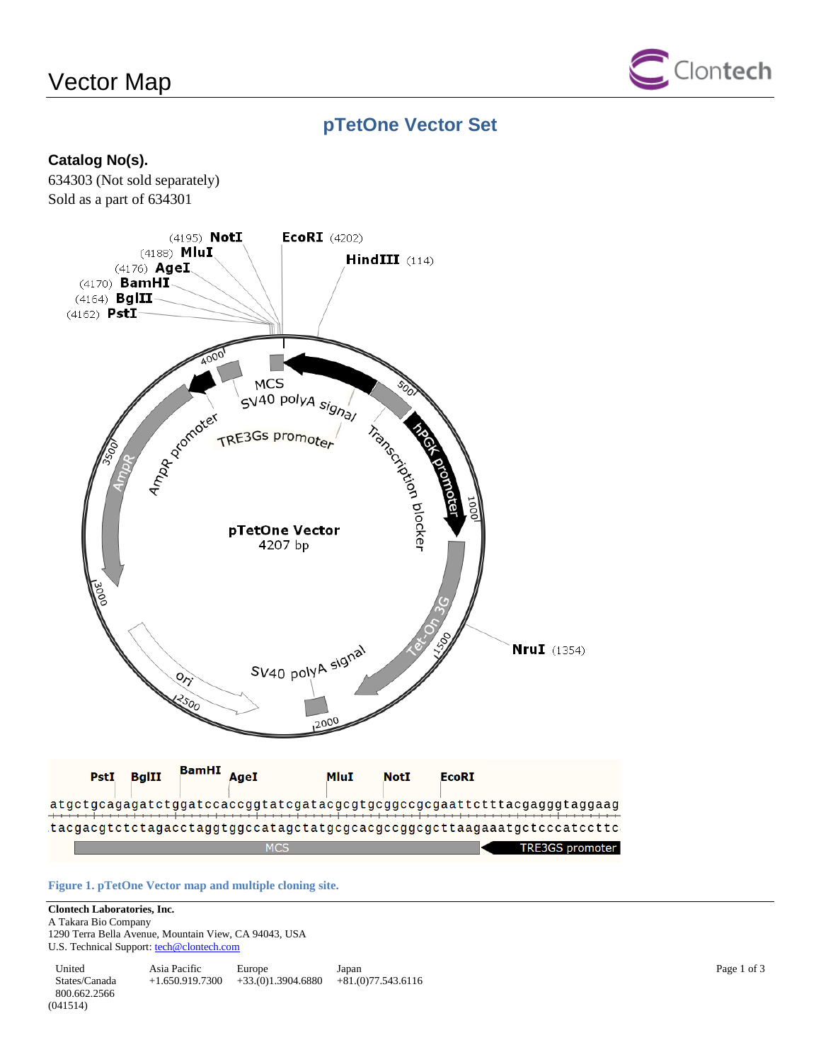# Vector Map

## pTetOne Vector Set

### Catalog No(s).

634303 (Not sold separately)
Sold as a part of 634301

**Figure 1. pTetOne Vector map and multiple cloning site.**

**Clontech Laboratories, Inc.**
A Takara Bio Company
1290 Terra Bella Avenue, Mountain View, CA 94043, USA
U.S. Technical Support: tech@clontech.com

| United States/Canada | Asia Pacific | Europe | Japan |
|---|---|---|---|
| 800.662.2566 | +1.650.919.7300 | +33.(0)1.3904.6880 | +81.(0)77.543.6116 |

(041514)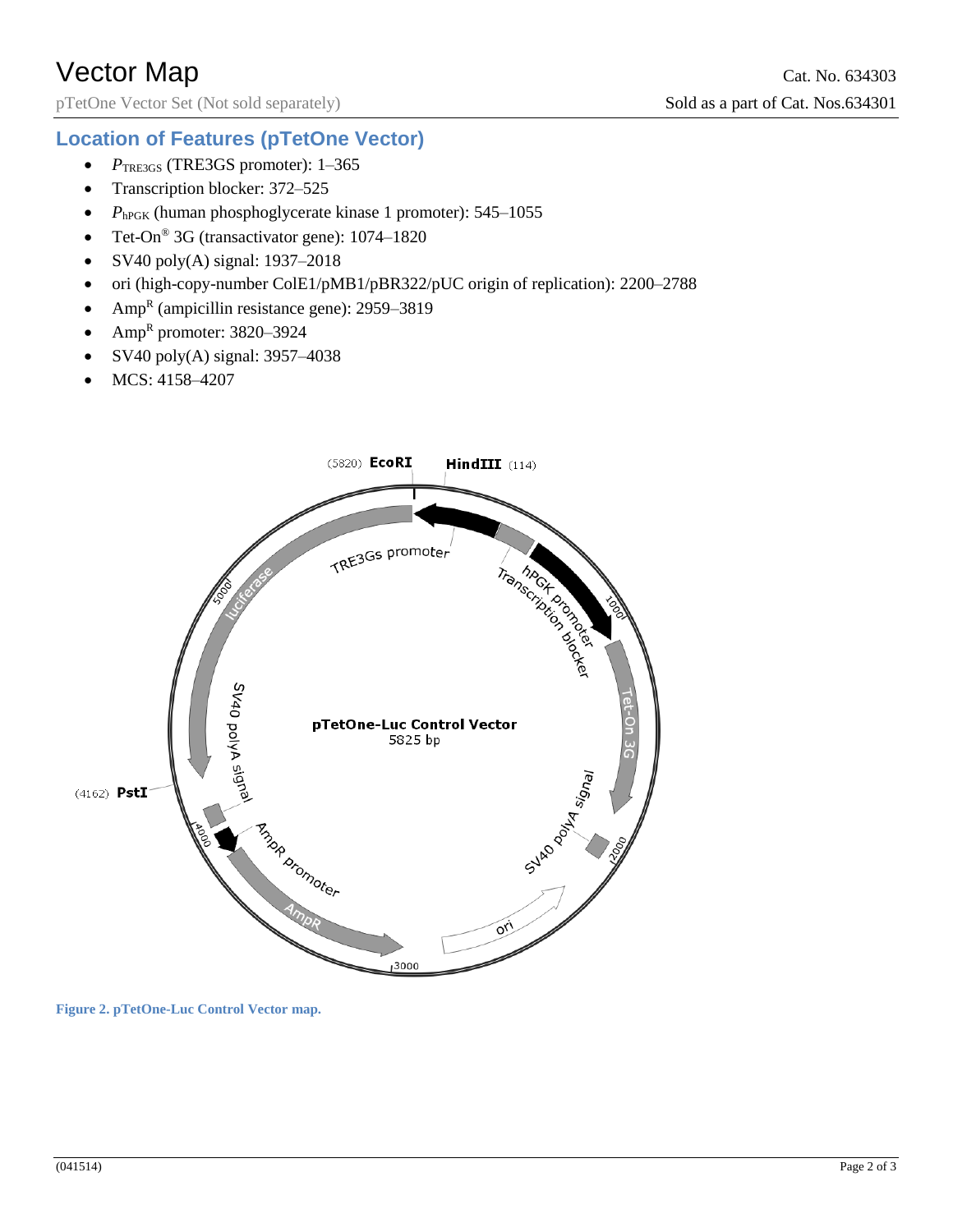# Vector Map

Cat. No. 634303

pTetOne Vector Set (Not sold separately)

Sold as a part of Cat. Nos.634301

## Location of Features (pTetOne Vector)

- $P_{TRE3GS}$ (TRE3GS promoter): 1–365
- Transcription blocker: 372–525
- $P_{hPGK}$ (human phosphoglycerate kinase 1 promoter): 545–1055
- Tet-On® 3G (transactivator gene): 1074–1820
- SV40 poly(A) signal: 1937–2018
- ori (high-copy-number ColE1/pMB1/pBR322/pUC origin of replication): 2200–2788
- Amp$^R$ (ampicillin resistance gene): 2959–3819
- Amp$^R$ promoter: 3820–3924
- SV40 poly(A) signal: 3957–4038
- MCS: 4158–4207

(5820) EcoRI HindIII (114)

TRE3Gs promoter, hPGK promoter, Transcription blocker, Tet-On 3G, SV40 polyA signal, ori, AmpR, AmpR promoter, SV40 polyA signal, luciferase

(4162) PstI

pTetOne-Luc Control Vector
5825 bp

Figure 2. pTetOne-Luc Control Vector map.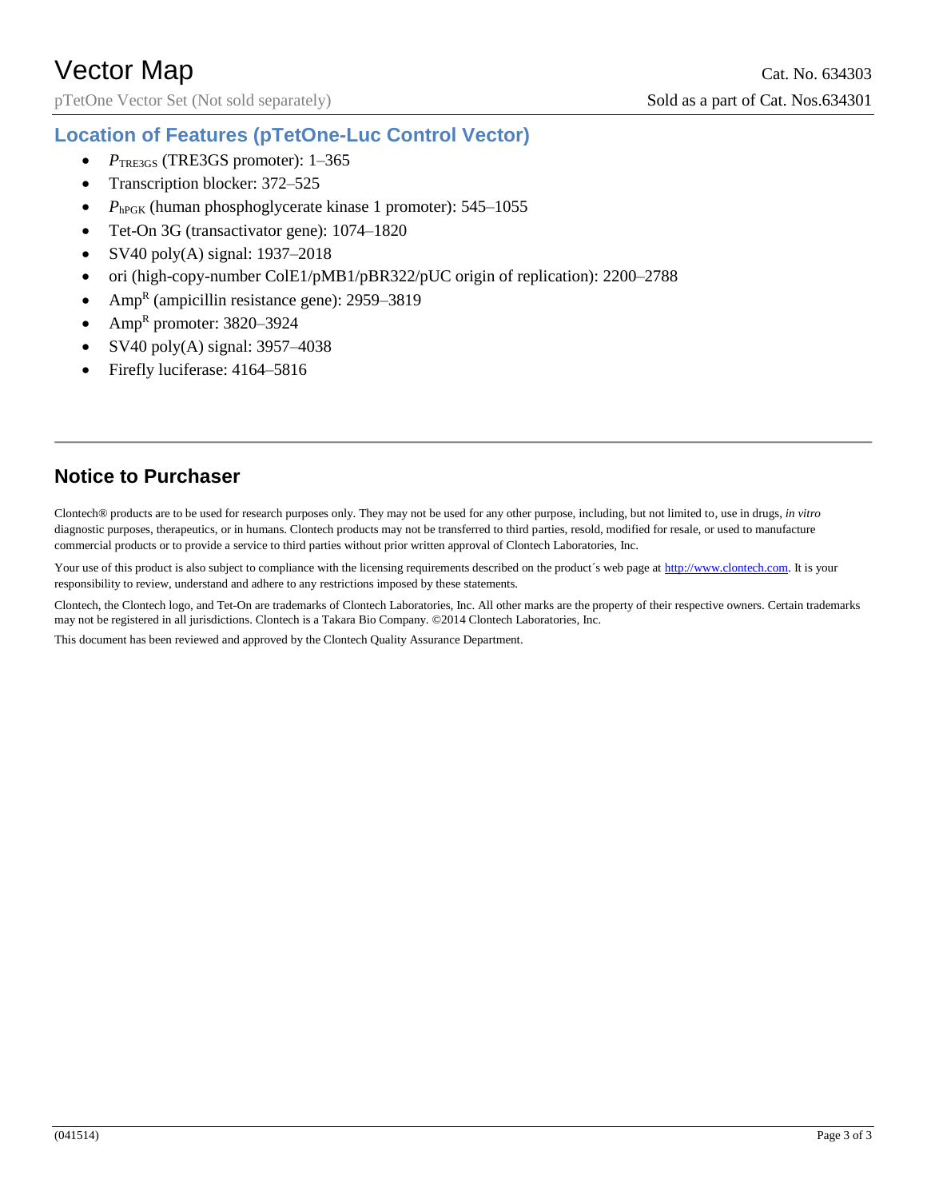## Location of Features (pTetOne-Luc Control Vector)

- $P_{TRE3GS}$ (TRE3GS promoter): 1–365
- Transcription blocker: 372–525
- $P_{hPGK}$ (human phosphoglycerate kinase 1 promoter): 545–1055
- Tet-On 3G (transactivator gene): 1074–1820
- SV40 poly(A) signal: 1937–2018
- ori (high-copy-number ColE1/pMB1/pBR322/pUC origin of replication): 2200–2788
- $Amp^R$ (ampicillin resistance gene): 2959–3819
- $Amp^R$ promoter: 3820–3924
- SV40 poly(A) signal: 3957–4038
- Firefly luciferase: 4164–5816

---

## Notice to Purchaser

Clontech® products are to be used for research purposes only. They may not be used for any other purpose, including, but not limited to, use in drugs, *in vitro* diagnostic purposes, therapeutics, or in humans. Clontech products may not be transferred to third parties, resold, modified for resale, or used to manufacture commercial products or to provide a service to third parties without prior written approval of Clontech Laboratories, Inc.

Your use of this product is also subject to compliance with the licensing requirements described on the product´s web page at http://www.clontech.com. It is your responsibility to review, understand and adhere to any restrictions imposed by these statements.

Clontech, the Clontech logo, and Tet-On are trademarks of Clontech Laboratories, Inc. All other marks are the property of their respective owners. Certain trademarks may not be registered in all jurisdictions. Clontech is a Takara Bio Company. ©2014 Clontech Laboratories, Inc.

This document has been reviewed and approved by the Clontech Quality Assurance Department.